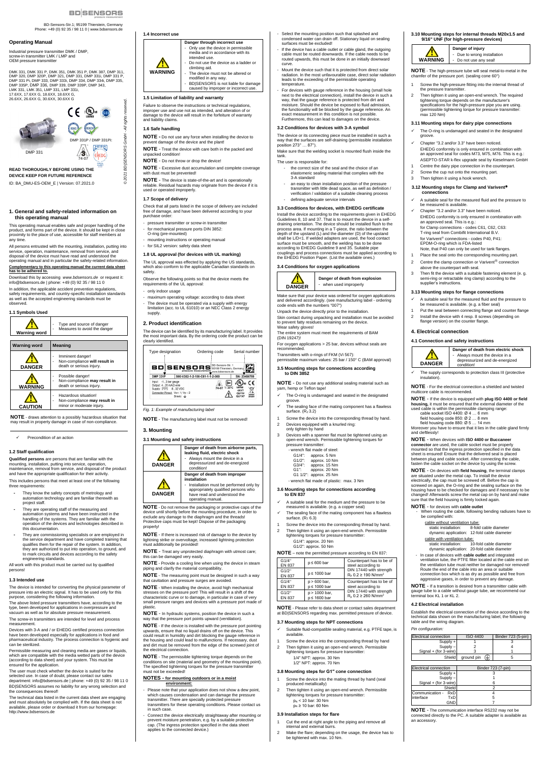BD-Sensors-Str.1; 95199 Thierstein, Germany
Phone: +49 (0) 92 35 / 98 11 0 | www.bdsensors.de

## Operating Manual

Industrial pressure transmitter DMK / DMP,
screw-in transmitter LMK / LMP and
OEM pressure transmitter

DMK 331, DMK 331 P, DMK 351, DMK 351 P, DMK 387, DMP 311, DMP 320, DMP 320P, DMP 321, DMP 331, DMP 331i, DMP 331 P, DMP 331 Pi, DMP 333, DMP 333i, DMP 334, DMP 334i, DMP 335, DMP 335P, DMP 336, DMP 339, DMP 339P, DMP 343, LMK 331, LMK 351, LMP 331, LMP 331i, 17.6XX, 17.6XX G, 18.6XX, 18.6XX G, 26.6XX, 26.6XX G, 30.6XX, 30.6XX G

DMP 331

DMP 331P / DMP 331Pi:

©2021 BD|SENSORS GmbH - All rights reserved.

**READ THOROUGHLY BEFORE USING THE DEVICE KEEP FOR FUTURE REFERENCE**

ID: BA_DMU-ES-OEM_E | Version: 07.2021.0

## 1. General and safety-related information on this operating manual

This operating manual enables safe and proper handling of the product, and forms part of the device. It should be kept in close proximity to the place of use, accessible for staff members at any time.

All persons entrusted with the mounting, installation, putting into service, operation, maintenance, removal from service, and disposal of the device must have read and understood the operating manual and in particular the safety-related information.

**Complementary to this operating manual the current data sheet has to be adhered to.**

Download this by accessing *www.bdsensors.de* or request it: info@bdsensors.de | phone: +49 (0) 92 35 / 98 11 0

In addition, the applicable accident prevention regulations, safety requirements, and country-specific installation standards as well as the accepted engineering standards must be observed.

### 1.1 Symbols Used

| Warning word | - Type and source of danger<br>- Measures to avoid the danger |
|---|---|

| Warning word | Meaning |
|---|---|
| DANGER | - Imminent danger!<br>- Non-compliance **will result in** death or serious injury. |
| WARNING | - Possible danger!<br>- Non-compliance **may result in** death or serious injury. |
| CAUTION | - Hazardous situation!<br>- Non-compliance **may result in** minor or moderate injury. |

**NOTE** - draws attention to a possibly hazardous situation that may result in property damage in case of non-compliance.

✓ Precondition of an action

### 1.2 Staff qualification

**Qualified persons** are persons that are familiar with the mounting, installation, putting into service, operation, maintenance, removal from service, and disposal of the product and have the appropriate qualification for their activity.

This includes persons that meet at least one of the following three requirements:

- They know the safety concepts of metrology and automation technology and are familiar therewith as project staff.
- They are operating staff of the measuring and automation systems and have been instructed in the handling of the systems. They are familiar with the operation of the devices and technologies described in this documentation.
- They are commissioning specialists or are employed in the service department and have completed training that qualifies them for the repair of the system. In addition, they are authorized to put into operation, to ground, and to mark circuits and devices according to the safety engineering standards.

All work with this product must be carried out by qualified persons!

### 1.3 Intended use

The device is intended for converting the physical parameter of pressure into an electric signal. It has to be used only for this purpose, considering the following information.

The above listed pressure transmitters have, according to the type, been developed for applications in overpressure and vacuum as well as for absolute pressure measurement.

The screw-in transmitters are intended for level and process measurement.

Devices with 3-A and / or EHEDG certified process connection have been developed especially for applications in food and pharmaceutical industry. The process connection is hygienic and can be sterilized.

Permissible measuring and cleaning media are gases or liquids, which are compatible with the media wetted parts of the device (according to data sheet) and your system. This must be ensured for the application.

The user must check whether the device is suited for the selected use. In case of doubt, please contact our sales department: info@bdsensors.de | phone: +49 (0) 92 35 / 98 11 0 BD|SENSORS assumes no liability for any wrong selection and the consequences thereof!

The technical data listed in the current data sheet are engaging and must absolutely be complied with. If the data sheet is not available, please order or download it from our homepage: http://www.bdsensors.de

### 1.4 Incorrect use

| WARNING | **Danger through incorrect use**<br>- Only use the device in permissible media and in accordance with its intended use.<br>- Do not use the device as a ladder or climbing aid.<br>- The device must not be altered or modified in any way.<br>- BD\|SENSORS is not liable for damage caused by improper or incorrect use. |
|---|---|

### 1.5 Limitation of liability and warranty

Failure to observe the instructions or technical regulations, improper use and use not as intended, and alteration of or damage to the device will result in the forfeiture of warranty and liability claims.

### 1.6 Safe handling

**NOTE -** Do not use any force when installing the device to prevent damage of the device and the plant!

**NOTE** - Treat the device with care both in the packed and unpacked condition!

**NOTE** - Do not throw or drop the device!

**NOTE** - Excessive dust accumulation and complete coverage with dust must be prevented!

**NOTE** - The device is state-of-the-art and is operationally reliable. Residual hazards may originate from the device if it is used or operated improperly.

### 1.7 Scope of delivery

Check that all parts listed in the scope of delivery are included free of damage, and have been delivered according to your purchase order:

- pressure transmitter or screw-in transmitter
- for mechanical pressure ports DIN 3852: O-ring (pre-mounted)
- mounting instructions or operating manual
- for SIL2 version: safety data sheet

### 1.8 UL approval (for devices with UL marking)

The UL approval was effected by applying the US standards, which also conform to the applicable Canadian standards on safety.

Observe the following points so that the device meets the requirements of the UL approval:

- only indoor usage
- maximum operating voltage: according to data sheet
- The device must be operated via a supply with energy limitation (acc. to UL 61010) or an NEC Class 2 energy supply.

## 2. Product identification

The device can be identified by its manufacturing label. It provides the most important data. By the ordering code the product can be clearly identified.

Type designation — Ordering code — Serial number

DMP 331P | 590-V302-1-2-100-C81-1-1-2-000 | SN: 23456789
Input: -1...3 bar gauge
Output: 4...20 mA/2-wire
Supply: 8...32 VDC
Connector Pinout: Vs+: 1; Vs-: 2 Shield: ⏚

*Fig. 1: Example of manufacturing label*

**NOTE** - The manufacturing label must not be removed!

## 3. Mounting

### 3.1 Mounting and safety instructions

| DANGER | **Danger of death from airborne parts, leaking fluid, electric shock**<br>- Always mount the device in a depressurized and de-energized condition! |
|---|---|
| DANGER | **Danger of death from improper installation**<br>- Installation must be performed only by appropriately qualified persons who have read and understood the operating manual. |

**NOTE** - Do not remove the packaging or protective caps of the device until shortly before the mounting procedure, in order to exclude any damage to the diaphragm and the threads! Protective caps must be kept! Dispose of the packaging properly!

**NOTE** - If there is increased risk of damage to the device by lightning strike or overvoltage, increased lightning protection must additionally be provided!

**NOTE** - Treat any unprotected diaphragm with utmost care; this can be damaged very easily.

**NOTE** - Provide a cooling line when using the device in steam piping and clarify the material compatibility.

**NOTE** - The measuring point must be designed in such a way that cavitation and pressure surges are avoided.

**NOTE** - When installing the device, avoid high mechanical stresses on the pressure port! This will result in a shift of the characteristic curve or to damage, in particular in case of very small pressure ranges and devices with a pressure port made of plastic.

**NOTE** - In hydraulic systems, position the device in such a way that the pressure port points upward (ventilation).

**NOTE** - If the device is installed with the pressure port pointing upwards, ensure that no liquid drains off on the device. This could result in humidity and dirt blocking the gauge reference in the housing and could lead to malfunctions. If necessary, dust and dirt must be removed from the edge of the screwed joint of the electric connection.

**NOTE** - The permissible tightening torque depends on the conditions on site (material and geometry of the mounting point). The specified tightening torques for the pressure transmitter must not be exceeded!

**NOTES - for mounting outdoors or in a moist environment:**

- Please note that your application does not show a dew point, which causes condensation and can damage the pressure transmitter. There are specially protected pressure transmitters for these operating conditions. Please contact us in such case.
- Connect the device electrically straightaway after mounting or prevent moisture penetration, e.g. by a suitable protective cap. (The ingress protection specified in the data sheet applies to the connected device.)
- Select the mounting position such that splashed and condensed water can drain off. Stationary liquid on sealing surfaces must be excluded!
- If the device has a cable outlet or cable gland, the outgoing cable must be routed downwards. If the cable needs to be routed upwards, this must be done in an initially downward curve.
- Mount the device such that it is protected from direct solar radiation. In the most unfavourable case, direct solar radiation leads to the exceeding of the permissible operating temperature.
- For devices with gauge reference in the housing (small hole next to the electrical connection), install the device in such a way, that the gauge reference is protected from dirt and moisture. Should the device be exposed to fluid admission, the functionality will be blocked by the gauge reference. An exact measurement in this condition is not possible. Furthermore, this can lead to damages on the device.

### 3.2 Conditions for devices with 3-A symbol

The device or its connecting piece must be installed in such a way that the surfaces are self-draining (permissible installation position 273° … 87°).

Make sure that the welding socket is mounted flush inside the tank.

The user is responsible for:

- the correct size of the seal and the choice of an elastomeric sealing material that complies with the 3-A standard
- an easy to clean installation position of the pressure transmitter with little dead space, as well as definition / verification / validation of a suitable cleaning process
- defining adequate service intervals

### 3.3 Conditions for devices, with EHEDG certificate

Install the device according to the requirements given in EHEDG Guidelines 8, 10 and 37. That is to mount the device in a self-draining orientation. The device should be installed flush to the process area. If mounting in a T-piece, the ratio between the depth of the upstand (L) and the diameter (D) of the upstand shall be L/D<1. If welded adapters are used, the food contact surface must be smooth, and the welding has to be done according to EHEDG Guideline 9 and 35. Suitable pipe couplings and process connections must be applied according to the EHEDG Position Paper. (List the available ones.)

### 3.4 Conditions for oxygen applications

| DANGER | **Danger of death from explosion**<br>- when used improperly |
|---|---|

Make sure that your device was ordered for oxygen applications and delivered accordingly. (see manufacturing label - ordering code ends with the numbers "007")

Unpack the device directly prior to the installation.

Skin contact during unpacking and installation must be avoided to prevent fatty residues remaining on the device.

Wear safety gloves!

The entire system must meet the requirements of BAM (DIN 19247)!

For oxygen applications > 25 bar, devices without seals are recommended.

Transmitters with o-rings of FKM (Vi 567): permissible maximum values: 25 bar / 150° C (BAM approval)

### 3.5 Mounting steps for connections according to DIN 3852

**NOTE** - Do not use any additional sealing material such as yarn, hemp or Teflon tape!

✓ The O-ring is undamaged and seated in the designated groove.

✓ The sealing face of the mating component has a flawless surface. ($R_z$ 3.2)

1. Screw the device into the corresponding thread by hand.
2. Devices equipped with a knurled ring: only tighten by hand
3. Devices with a spanner flat must be tightened using an open-end wrench. Permissible tightening torques for pressure transmitter:
   - wrench flat made of steel:
     - G1/4": approx. 5 Nm
     - G1/2": approx. 10 Nm
     - G3/4": approx. 15 Nm
     - G1": approx. 20 Nm
     - G1 1/2": approx. 25 Nm
   - wrench flat made of plastic: max. 3 Nm

### 3.6 Mounting steps for connections according to EN 837

✓ A suitable seal for the medium and the pressure to be measured is available. (e.g. a copper seal)

✓ The sealing face of the mating component has a flawless surface. ($R_z$ 6.3)

1. Screw the device into the corresponding thread by hand.
2. Then tighten it using an open-end wrench. Permissible tightening torques for pressure transmitter:
   - G1/4": approx. 20 Nm
   - G1/2": approx. 50 Nm

**NOTE** – note the permitted pressure according to EN 837:

| | | |
|---|---|---|
| G1/4" EN 837 | p ≤ 600 bar | Counterpart has to be of steel according to DIN 17440 with strength $R_p$ 0.2 ≥ 190 N/mm² |
| G1/2" EN 837 | p ≤ 1000 bar | |
| G1/4" EN 837 | p > 600 bar, p ≤ 1000 bar | Counterpart has to be of steel according to DIN 17440 with strength $R_p$ 0.2 ≥ 260 N/mm² |
| G1/2" EN 837 | p > 1000 bar, p ≤ 1600 bar | |

**NOTE** - Please refer to data sheet or contact sales department at BD|SENSORS regarding max. permitted pressure of device.

### 3.7 Mounting steps for NPT connections

✓ Suitable fluid-compatible sealing material, e.g. PTFE tape, is available.

1. Screw the device into the corresponding thread by hand
2. Then tighten it using an open-end wrench. Permissible tightening torques for pressure transmitter:
   - 1/4" NPT: approx. 30 Nm
   - 1/2" NPT: approx. 70 Nm

### 3.8 Mounting steps for G1" cone connection

1. Screw the device into the mating thread by hand (seal produced metallically)
2. Then tighten it using an open-end wrench. Permissible tightening torques for pressure transmitter:
   - $p_N$ < 10 bar: 30 Nm
   - $p_N$ ≥ 10 bar: 60 Nm

### 3.9 Installation steps for flare

1. Cut the end at right angle to the piping and remove all internal and external burrs.
2. Make the flare; depending on the usage, the device has to be tightened with max. 10 Nm.

### 3.10 Mounting steps for internal threads M20x1.5 and 9/16" UNF (for high-pressure devices)

| WARNING | **Danger of injury**<br>- Due to wrong installation<br>- Do not use any seal! |
|---|---|

**NOTE** - The high-pressure tube will seal metal-to-metal in the chamfer of the pressure port. (sealing cone 60°)

1. Screw the high-pressure fitting into the internal thread of the pressure transmitter.
2. Then tighten it using an open-end wrench. The required tightening torque depends on the manufacturer's specifications for the high-pressure pipe you are using. (permissible tightening torque for pressure transmitter: max 120 Nm)

### 3.11 Mounting steps for dairy pipe connections

✓ The O-ring is undamaged and seated in the designated groove.

✓ Chapter "3.2 and/or 3.3" have been noticed. EHEDG conformity is only ensured in combination with an approved seal for codes M73, M75, M76. This is e.g.: ASEPTO-STAR k-flex upgrade seal by Kieselmann GmbH

1. Centre the dairy pipe connection in the counterpart.
2. Screw the cup nut onto the mounting part.
3. Then tighten it using a hook wrench.

### 3.12 Mounting steps for Clamp and Varivent® connections

✓ A suitable seal for the measured fluid and the pressure to be measured is available.

✓ Chapter "3.2 and/or 3.3" have been noticed. EHEDG conformity is only ensured in combination with an approved seal. This is e.g.:
for Clamp connections - codes C61, C62, C63: T-ring seal from Combifit International B.V.
for Varivent® connections - codes P40, P41: EPDM-O-ring which is FDA-listed
Note, that P40 can only be used for tank flanges.

1. Place the seal onto the corresponding mounting part.
2. Centre the clamp connection or Varivent® connection above the counterpart with seal.
3. Then fit the device with a suitable fastening element (e. g. semi-ring or retractable ring clamp) according to the supplier's instructions.

### 3.13 Mounting steps for flange connections

✓ A suitable seal for the measured fluid and the pressure to be measured is available. (e.g. a fiber seal)

1. Put the seal between connecting flange and counter flange
2. Install the device with 4 resp. 8 screws (depending on flange version) on the counter flange.

## 4. Electrical connection

### 4.1 Connection and safety instructions

| DANGER | **Danger of death from electric shock**<br>- Always mount the device in a depressurized and de-energized condition! |
|---|---|

✓ The supply corresponds to protection class III (protective insulation).

**NOTE** - For the electrical connection a shielded and twisted multicore cable is recommended.

**NOTE** - If the device is equipped with **plug ISO 4400 or field housing,** it must be ensured that the external diameter of the used cable is within the permissible clamping range:
cable socket ISO 4400: Ø 4 … 6 mm
field housing code 850: Ø 2 … 8 mm
field housing code 880: Ø 5 … 14 mm
Moreover you have to ensure that it lies in the cable gland firmly and cleftlessly!

**NOTE** - When devices with **ISO 4400 or Buccaneer connector** are used, the cable socket must be properly mounted so that the ingress protection specified in the data sheet is ensured! Ensure that the delivered seal is placed between plug and cable socket. After connecting the cable, fasten the cable socket on the device by using the screw.

**NOTE** - On devices with **field housing**, the terminal clamps are situated under the metal cap. To install the device electrically, the cap must be screwed off. Before the cap is screwed on again, the O-ring and the sealing surface on the housing have to be checked for damages and if necessary to be changed! Afterwards screw the metal cap on by hand and make sure that the field housing is firmly locked again.

**NOTE** - for devices with **cable outlet**

- When routing the cable, following bending radiuses have to be complied with:
  - cable without ventilation tube:
    - static installation: 8-fold cable diameter
    - dynamic application: 12-fold cable diameter
  - cable with ventilation tube:
    - static installation: 10-fold cable diameter
    - dynamic application: 20-fold cable diameter
- In case of devices with **cable outlet** and integrated ventilation tube, the PTFE filter located at the cable end on the ventilation tube must neither be damaged nor removed! Route the end of the cable into an area or suitable connection box which is as dry as possible and free from aggressive gases, in order to prevent any damage.

**NOTE** - If a transition is desired from a transmitter cable with gauge tube to a cable without gauge tube, we recommend our terminal box KL 1 or KL 2.

### 4.2 Electrical installation

Establish the electrical connection of the device according to the technical data shown on the manufacturing label, the following table and the wiring diagram.

*Pin configuration:*

| Electrical connection | ISO 4400 | Binder 723 (5-pin) |
|---|---|---|
| Supply + | 1 | 3 |
| Supply – | 2 | 4 |
| Signal + (for 3-wire) | 3 | 1 |
| Shield | ground pin ⏚ | 5 |

| Electrical connection | | Binder 723 (7-pin) |
|---|---|---|
| Supply + | | 3 |
| Supply – | | 1 |
| Signal + (for 3-wire) | | 6 |
| Shield | | 2 |
| Communication - interface | RxD | 4 |
| | TxD | 5 |
| | GND | 7 |

**NOTE** - The communication interface RS232 may not be connected directly to the PC. A suitable adapter is available as an accessory.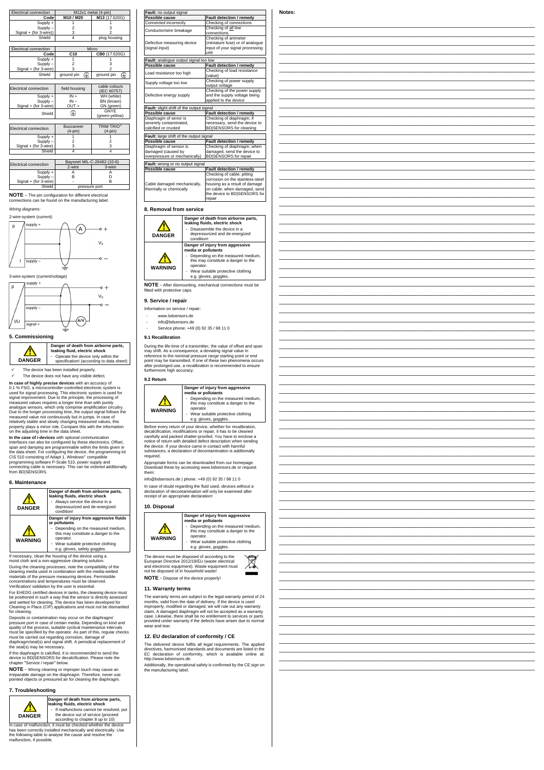| Electrical connection | M12x1 metal (4-pin) | |
|---|---|---|
| Code | M10 / M20 | M13 (17.620G) |
| Supply + | 1 | 1 |
| Supply – | 2 | 3 |
| Signal + (for 3-wire)) | 3 | 2 |
| Shield | 4 | plug housing |

| Electrical connection | Micro | |
|---|---|---|
| Code | C10 | CB0 (17.620G) |
| Supply + | 1 | 1 |
| Supply – | 2 | 3 |
| Signal + (for 3-wire) | 3 | 2 |
| Shield | ground pin ⏚ | ground pin ⏚ |

| Electrical connection | field housing | cable colours (IEC 60757) |
|---|---|---|
| Supply + | IN + | WH (white) |
| Supply – | IN – | BN (brown) |
| Signal + (for 3-wire) | OUT + | GN (green) |
| Shield | ⏚ | GNYE (green-yellow) |

| Electrical connection | Buccaneer (4-pin) | TRIM TRIO® (4-pin) |
|---|---|---|
| Supply + | 1 | 1 |
| Supply – | 2 | 2 |
| Signal + (for 3-wire) | 3 | 3 |
| Shield | 4 | 4 |

| Electrical connection | Bayonet MIL-C-26482 (10-6) | |
|---|---|---|
| | 2-wire | 3-wire |
| Supply + | A | A |
| Supply – | B | D |
| Signal + (for 3-wire) | - | B |
| Shield | pressure port | |

**NOTE** – The pin configuration for different electrical connections can be found on the manufacturing label.

*Wiring diagrams:*

2-wire-system (current)

3-wire-system (current/voltage)

## 5. Commissioning

| DANGER | **Danger of death from airborne parts, leaking fluid, electric shock**<br>- Operate the device only within the specification! (according to data sheet) |
|---|---|

- ✓ The device has been installed properly.
- ✓ The device does not have any visible defect.

**In case of highly precise devices** with an accuracy of 0.1 % FSO, a microcontroller-controlled electronic system is used for signal processing. This electronic system is used for signal improvement. Due to the principle, the processing of measured values requires a longer time than with purely analogue sensors, which only comprise amplification circuitry. Due to the longer processing time, the output signal follows the measured value not continuously but in jumps. In case of relatively stable and slowly changing measured values, this property plays a minor role. Compare this with the information on the adjusting time in the data sheet.

**In the case of i-devices** with optional communication interfaces can also be configured by these electronics. Offset, span and damping are programmable within the limits given in the data sheet. For configuring the device, the programming kit CIS 510 consisting of Adapt 1, Windows® compatible programming software P-Scale 510, power supply and connecting cable is necessary. This can be ordered additionally from BD|SENSORS.

## 6. Maintenance

| DANGER | **Danger of death from airborne parts, leaking fluids, electric shock**<br>- Always service the device in a depressurized and de-energized condition! |
|---|---|
| WARNING | **Danger of injury from aggressive fluids or pollutants**<br>- Depending on the measured medium, this may constitute a danger to the operator.<br>- Wear suitable protective clothing e.g. gloves, safety goggles. |

If necessary, clean the housing of the device using a moist cloth and a non-aggressive cleaning solution.

During the cleaning processes, note the compatibility of the cleaning media used in combination with the media-wetted materials of the pressure measuring devices. Permissible concentrations and temperatures must be observed. Verification/ validation by the user is essential.

For EHEDG certified devices in tanks, the cleaning device must be positioned in such a way that the sensor is directly assessed and wetted for cleaning. The device has been developed for Cleaning in Place (CIP) applications and must not be dismantled for cleaning.

Deposits or contamination may occur on the diaphragm/ pressure port in case of certain media. Depending on kind and quality of the process, suitable cyclical maintenance intervals must be specified by the operator. As part of this, regular checks must be carried out regarding corrosion, damage of diaphragm/seal(s) and signal shift. A periodical replacement of the seal(s) may be necessary.

If the diaphragm is calcified, it is recommended to send the device to BD|SENSORS for decalcification. Please note the chapter "Service / repair" below.

**NOTE** - Wrong cleaning or improper touch may cause an irreparable damage on the diaphragm. Therefore, never use pointed objects or pressured air for cleaning the diaphragm.

## 7. Troubleshooting

| DANGER | **Danger of death from airborne parts, leaking fluids, electric shock**<br>- If malfunctions cannot be resolved, put the device out of service (proceed according to chapter 8 up to 10) |
|---|---|

In case of malfunction, it must be checked whether the device has been correctly installed mechanically and electrically. Use the following table to analyse the cause and resolve the malfunction, if possible.

| **Fault:** no output signal | |
|---|---|
| **Possible cause** | **Fault detection / remedy** |
| Connected incorrectly | Checking of connections |
| Conductor/wire breakage | Checking of all line connections. |
| Defective measuring device (signal input) | Checking of ammeter (miniature fuse) or of analogue input of your signal processing unit |

| **Fault:** analogue output signal too low | |
|---|---|
| **Possible cause** | **Fault detection / remedy** |
| Load resistance too high | Checking of load resistance (value) |
| Supply voltage too low | Checking of power supply output voltage |
| Defective energy supply | Checking of the power supply and the supply voltage being applied to the device |

| **Fault:** slight shift of the output signal | |
|---|---|
| **Possible cause** | **Fault detection / remedy** |
| Diaphragm of senor is severely contaminated, calcified or crusted | Checking of diaphragm; if necessary, send the device to BD\|SENSORS for cleaning |

| **Fault:** large shift of the output signal | |
|---|---|
| **Possible cause** | **Fault detection / remedy** |
| Diaphragm of sensor is damaged (caused by overpressure or mechanically) | Checking of diaphragm; when damaged, send the device to BD\|SENSORS for repair |

| **Fault:** wrong or no output signal | |
|---|---|
| **Possible cause** | **Fault detection / remedy** |
| Cable damaged mechanically, thermally or chemically | Checking of cable; pitting corrosion on the stainless-steel housing as a result of damage on cable; when damaged, send the device to BD\|SENSORS for repair |

## 8. Removal from service

| DANGER | **Danger of death from airborne parts, leaking fluids, electric shock**<br>- Disassemble the device in a depressurized and de-energized condition! |
|---|---|
| WARNING | **Danger of injury from aggressive media or pollutants**<br>- Depending on the measured medium, this may constitute a danger to the operator.<br>- Wear suitable protective clothing e.g. gloves, goggles. |

**NOTE** - After dismounting, mechanical connections must be fitted with protective caps.

## 9. Service / repair

Information on service / repair:

- www.bdsensors.de
- info@bdsensors.de
- Service phone: +49 (0) 92 35 / 98 11 0

### 9.1 Recalibration

During the life-time of a transmitter, the value of offset and span may shift. As a consequence, a deviating signal value in reference to the nominal pressure range starting point or end point may be transmitted. If one of these two phenomena occurs after prolonged use, a recalibration is recommended to ensure furthermore high accuracy.

### 9.2 Return

| WARNING | **Danger of injury from aggressive media or pollutants**<br>- Depending on the measured medium, this may constitute a danger to the operator.<br>- Wear suitable protective clothing e.g. gloves, goggles. |
|---|---|

Before every return of your device, whether for recalibration, decalcification, modifications or repair, it has to be cleaned carefully and packed shatter-proofed. You have to enclose a notice of return with detailed defect description when sending the device. If your device came in contact with harmful substances, a declaration of decontamination is additionally required.

Appropriate forms can be downloaded from our homepage. Download these by accessing www.bdsensors.de or request them:

info@bdsensors.de | phone: +49 (0) 92 35 / 98 11 0

In case of doubt regarding the fluid used, devices without a declaration of decontamination will only be examined after receipt of an appropriate declaration!

## 10. Disposal

| WARNING | **Danger of injury from aggressive media or pollutants**<br>- Depending on the measured medium, this may constitute a danger to the operator.<br>- Wear suitable protective clothing e.g. gloves, goggles. |
|---|---|

The device must be disposed of according to the European Directive 2012/19/EU (waste electrical and electronic equipment). Waste equipment must not be disposed of in household waste!

**NOTE** - Dispose of the device properly!

## 11. Warranty terms

The warranty terms are subject to the legal warranty period of 24 months, valid from the date of delivery. If the device is used improperly, modified or damaged, we will rule out any warranty claim. A damaged diaphragm will not be accepted as a warranty case. Likewise, there shall be no entitlement to services or parts provided under warranty if the defects have arisen due to normal wear and tear.

## 12. EU declaration of conformity / CE

The delivered device fulfils all legal requirements. The applied directives, harmonised standards and documents are listed in the EC declaration of conformity, which is available online at: http://www.bdsensors.de.

Additionally, the operational safety is confirmed by the CE sign on the manufacturing label.

**Notes:**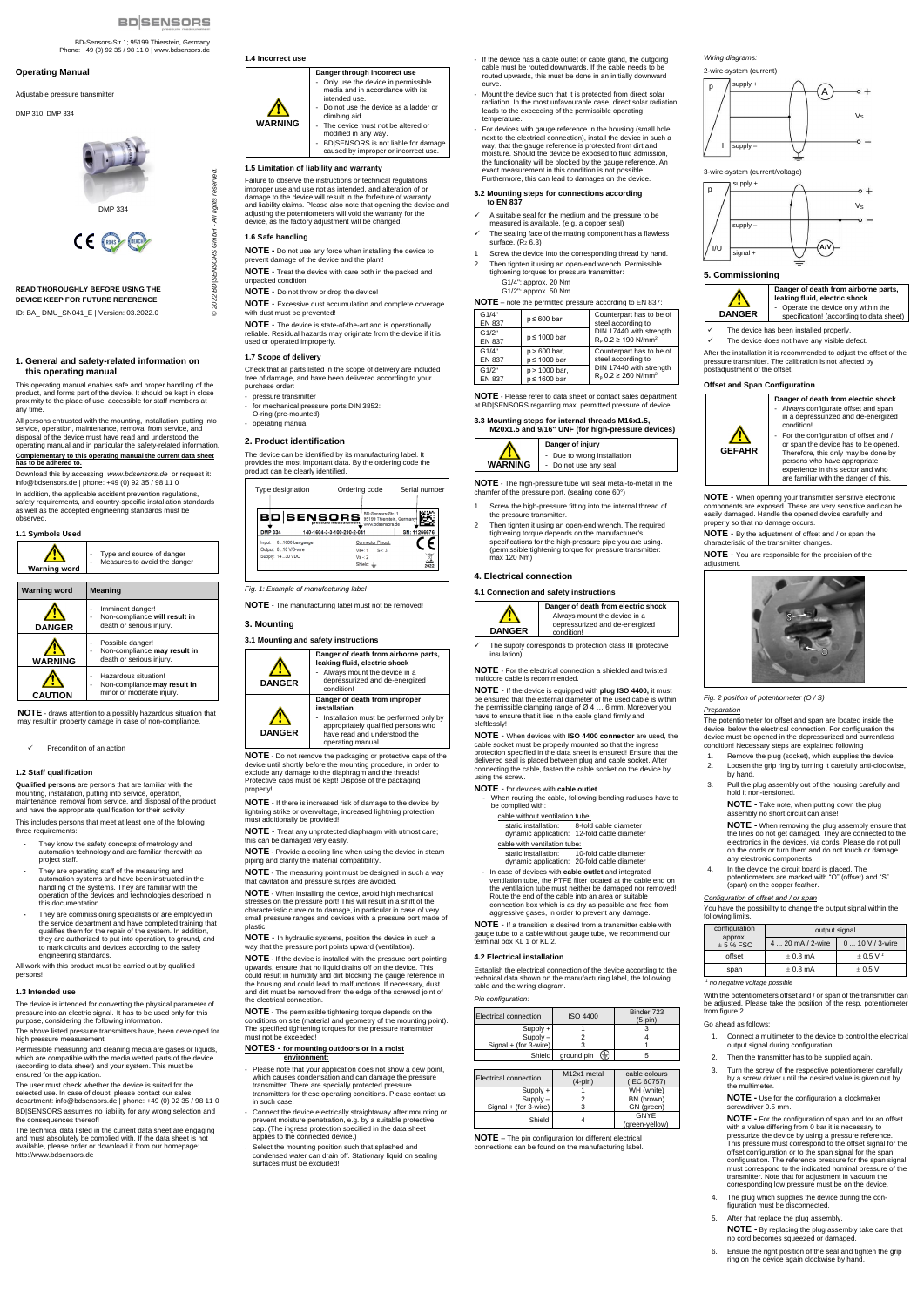BD-Sensors-Str.1; 95199 Thierstein, Germany
Phone: +49 (0) 92 35 / 98 11 0 | www.bdsensors.de

## Operating Manual

Adjustable pressure transmitter

DMP 310, DMP 334

DMP 334

**READ THOROUGHLY BEFORE USING THE DEVICE KEEP FOR FUTURE REFERENCE**

ID: BA_ DMU_SN041_E | Version: 03.2022.0

# 1. General and safety-related information on this operating manual

This operating manual enables safe and proper handling of the product, and forms part of the device. It should be kept in close proximity to the place of use, accessible for staff members at any time.

All persons entrusted with the mounting, installation, putting into service, operation, maintenance, removal from service, and disposal of the device must have read and understood the operating manual and in particular the safety-related information.

**Complementary to this operating manual the current data sheet has to be adhered to.**

Download this by accessing *www.bdsensors.de* or request it: info@bdsensors.de | phone: +49 (0) 92 35 / 98 11 0

In addition, the applicable accident prevention regulations, safety requirements, and country-specific installation standards as well as the accepted engineering standards must be observed.

## 1.1 Symbols Used

| Warning word | - Type and source of danger<br>- Measures to avoid the danger |
|---|---|

| Warning word | Meaning |
|---|---|
| DANGER | - Imminent danger!<br>- Non-compliance **will result in** death or serious injury. |
| WARNING | - Possible danger!<br>- Non-compliance **may result in** death or serious injury. |
| CAUTION | - Hazardous situation!<br>- Non-compliance **may result in** minor or moderate injury. |

**NOTE** - draws attention to a possibly hazardous situation that may result in property damage in case of non-compliance.

✓ Precondition of an action

## 1.2 Staff qualification

**Qualified persons** are persons that are familiar with the mounting, installation, putting into service, operation, maintenance, removal from service, and disposal of the product and have the appropriate qualification for their activity.

This includes persons that meet at least one of the following three requirements:

- They know the safety concepts of metrology and automation technology and are familiar therewith as project staff.
- They are operating staff of the measuring and automation systems and have been instructed in the handling of the systems. They are familiar with the operation of the devices and technologies described in this documentation.
- They are commissioning specialists or are employed in the service department and have completed training that qualifies them for the repair of the system. In addition, they are authorized to put into operation, to ground, and to mark circuits and devices according to the safety engineering standards.

All work with this product must be carried out by qualified persons!

## 1.3 Intended use

The device is intended for converting the physical parameter of pressure into an electric signal. It has to be used only for this purpose, considering the following information.

The above listed pressure transmitters have, been developed for high pressure measurement.

Permissible measuring and cleaning media are gases or liquids, which are compatible with the media wetted parts of the device (according to data sheet) and your system. This must be ensured for the application.

The user must check whether the device is suited for the selected use. In case of doubt, please contact our sales department: info@bdsensors.de | phone: +49 (0) 92 35 / 98 11 0

BD|SENSORS assumes no liability for any wrong selection and the consequences thereof!

The technical data listed in the current data sheet are engaging and must absolutely be complied with. If the data sheet is not available, please order or download it from our homepage: http://www.bdsensors.de

## 1.4 Incorrect use

| WARNING | **Danger through incorrect use**<br>- Only use the device in permissible media and in accordance with its intended use.<br>- Do not use the device as a ladder or climbing aid.<br>- The device must not be altered or modified in any way.<br>- BD\|SENSORS is not liable for damage caused by improper or incorrect use. |
|---|---|

## 1.5 Limitation of liability and warranty

Failure to observe the instructions or technical regulations, improper use and use not as intended, and alteration of or damage to the device will result in the forfeiture of warranty and liability claims. Please also note that opening the device and adjusting the potentiometers will void the warranty for the device, as the factory adjustment will be changed.

## 1.6 Safe handling

**NOTE -** Do not use any force when installing the device to prevent damage of the device and the plant!

**NOTE** - Treat the device with care both in the packed and unpacked condition!

**NOTE -** Do not throw or drop the device!

**NOTE -** Excessive dust accumulation and complete coverage with dust must be prevented!

**NOTE** - The device is state-of-the-art and is operationally reliable. Residual hazards may originate from the device if it is used or operated improperly.

## 1.7 Scope of delivery

Check that all parts listed in the scope of delivery are included free of damage, and have been delivered according to your purchase order:

- pressure transmitter
- for mechanical pressure ports DIN 3852: O-ring (pre-mounted)
- operating manual

# 2. Product identification

The device can be identified by its manufacturing label. It provides the most important data. By the ordering code the product can be clearly identified.

*Fig. 1: Example of manufacturing label*

**NOTE** - The manufacturing label must not be removed!

# 3. Mounting

## 3.1 Mounting and safety instructions

| DANGER | **Danger of death from airborne parts, leaking fluid, electric shock**<br>- Always mount the device in a depressurized and de-energized condition! |
|---|---|
| DANGER | **Danger of death from improper installation**<br>- Installation must be performed only by appropriately qualified persons who have read and understood the operating manual. |

**NOTE** - Do not remove the packaging or protective caps of the device until shortly before the mounting procedure, in order to exclude any damage to the diaphragm and the threads! Protective caps must be kept! Dispose of the packaging properly!

**NOTE** - If there is increased risk of damage to the device by lightning strike or overvoltage, increased lightning protection must additionally be provided!

**NOTE** - Treat any unprotected diaphragm with utmost care; this can be damaged very easily.

**NOTE** - Provide a cooling line when using the device in steam piping and clarify the material compatibility.

**NOTE** - The measuring point must be designed in such a way that cavitation and pressure surges are avoided.

**NOTE** - When installing the device, avoid high mechanical stresses on the pressure port! This will result in a shift of the characteristic curve or to damage, in particular in case of very small pressure ranges and devices with a pressure port made of plastic.

**NOTE** - In hydraulic systems, position the device in such a way that the pressure port points upward (ventilation).

**NOTE** - If the device is installed with the pressure port pointing upwards, ensure that no liquid drains off on the device. This could result in humidity and dirt blocking the gauge reference in the housing and could lead to malfunctions. If necessary, dust and dirt must be removed from the edge of the screwed joint of the electrical connection.

**NOTE** - The permissible tightening torque depends on the conditions on site (material and geometry of the mounting point). The specified tightening torques for the pressure transmitter must not be exceeded!

**NOTES - for mounting outdoors or in a moist environment:**

- Please note that your application does not show a dew point, which causes condensation and can damage the pressure transmitter. There are specially protected pressure transmitters for these operating conditions. Please contact us in such case.
- Connect the device electrically straightaway after mounting or prevent moisture penetration, e.g. by a suitable protective cap. (The ingress protection specified in the data sheet applies to the connected device.)

  Select the mounting position such that splashed and condensed water can drain off. Stationary liquid on sealing surfaces must be excluded!
- If the device has a cable outlet or cable gland, the outgoing cable must be routed downwards. If the cable needs to be routed upwards, this must be done in an initially downward curve.
- Mount the device such that it is protected from direct solar radiation. In the most unfavorable case, direct solar radiation leads to the exceeding of the permissible operating temperature.
- For devices with gauge reference in the housing (small hole next to the electrical connection), install the device in such a way, that the gauge reference is protected from dirt and moisture. Should the device be exposed to fluid admission, the functionality will be blocked by the gauge reference. An exact measurement in this condition is not possible. Furthermore, this can lead to damages on the device.

## 3.2 Mounting steps for connections according to EN 837

✓ A suitable seal for the medium and the pressure to be measured is available. (e.g. a copper seal)

✓ The sealing face of the mating component has a flawless surface. ($R_z$ 6.3)

1. Screw the device into the corresponding thread by hand.
2. Then tighten it using an open-end wrench. Permissible tightening torques for pressure transmitter:
   G1/4": approx. 20 Nm
   G1/2": approx. 50 Nm

**NOTE** – note the permitted pressure according to EN 837:

| | | |
|---|---|---|
| G1/4" EN 837 | p ≤ 600 bar | Counterpart has to be of steel according to DIN 17440 with strength $R_p$ 0.2 ≥ 190 N/mm² |
| G1/2" EN 837 | p ≤ 1000 bar | |
| G1/4" EN 837 | p > 600 bar, p ≤ 1000 bar | Counterpart has to be of steel according to DIN 17440 with strength $R_p$ 0.2 ≥ 260 N/mm² |
| G1/2" EN 837 | p > 1000 bar, p ≤ 1600 bar | |

**NOTE** - Please refer to data sheet or contact sales department at BD|SENSORS regarding max. permitted pressure of device.

## 3.3 Mounting steps for internal threads M16x1.5, M20x1.5 and 9/16" UNF (for high-pressure devices)

| WARNING | **Danger of injury**<br>- Due to wrong installation<br>- Do not use any seal! |
|---|---|

**NOTE** - The high-pressure tube will seal metal-to-metal in the chamfer of the pressure port. (sealing cone 60°)

1. Screw the high-pressure fitting into the internal thread of the pressure transmitter.
2. Then tighten it using an open-end wrench. The required tightening torque depends on the manufacturer's specifications for the high-pressure pipe you are using. (permissible tightening torque for pressure transmitter: max 120 Nm)

# 4. Electrical connection

## 4.1 Connection and safety instructions

| DANGER | **Danger of death from electric shock**<br>- Always mount the device in a depressurized and de-energized condition! |
|---|---|

✓ The supply corresponds to protection class III (protective insulation).

**NOTE** - For the electrical connection a shielded and twisted multicore cable is recommended.

**NOTE** - If the device is equipped with **plug ISO 4400,** it must be ensured that the external diameter of the used cable is within the permissible clamping range of Ø 4 … 6 mm. Moreover you have to ensure that it lies in the cable gland firmly and cleftlessly!

**NOTE** - When devices with **ISO 4400 connector** are used, the cable socket must be properly mounted so that the ingress protection specified in the data sheet is ensured! Ensure that the delivered seal is placed between plug and cable socket. After connecting the cable, fasten the cable socket on the device by using the screw.

**NOTE** - for devices with **cable outlet**

- When routing the cable, following bending radiuses have to be complied with:

  cable without ventilation tube:
  static installation: 8-fold cable diameter
  dynamic application: 12-fold cable diameter

  cable with ventilation tube:
  static installation: 10-fold cable diameter
  dynamic application: 20-fold cable diameter
- In case of devices with **cable outlet** and integrated ventilation tube, the PTFE filter located at the cable end on the ventilation tube must neither be damaged nor removed! Route the end of the cable into an area or suitable connection box which is as dry as possible and free from aggressive gases, in order to prevent any damage.

**NOTE -** If a transition is desired from a transmitter cable with gauge tube to a cable without gauge tube, we recommend our terminal box KL 1 or KL 2.

## 4.2 Electrical installation

Establish the electrical connection of the device according to the technical data shown on the manufacturing label, the following table and the wiring diagram.

*Pin configuration:*

| Electrical connection | ISO 4400 | Binder 723 (5-pin) |
|---|---|---|
| Supply + | 1 | 3 |
| Supply – | 2 | 4 |
| Signal + (for 3-wire) | 3 | 1 |
| Shield | ground pin ⏚ | 5 |

| Electrical connection | M12x1 metal (4-pin) | cable colours (IEC 60757) |
|---|---|---|
| Supply + | 1 | WH (white) |
| Supply – | 2 | BN (brown) |
| Signal + (for 3-wire) | 3 | GN (green) |
| Shield | 4 | GNYE (green-yellow) |

**NOTE** – The pin configuration for different electrical connections can be found on the manufacturing label.

*Wiring diagrams:*

2-wire-system (current)

3-wire-system (current/voltage)

# 5. Commissioning

| DANGER | **Danger of death from airborne parts, leaking fluid, electric shock**<br>- Operate the device only within the specification! (according to data sheet) |
|---|---|

✓ The device has been installed properly.

✓ The device does not have any visible defect.

After the installation it is recommended to adjust the offset of the pressure transmitter. The calibration is not affected by postadjustment of the offset.

### Offset and Span Configuration

| GEFAHR | **Danger of death from electric shock**<br>- Always configurate offset and span in a depressurized and de-energized condition!<br>- For the configuration of offset and / or span the device has to be opened. Therefore, this only may be done by persons who have appropriate experience in this sector and who are familiar with the danger of this. |
|---|---|

**NOTE** - When opening your transmitter sensitive electronic components are exposed. These are very sensitive and can be easily damaged. Handle the opened device carefully and properly so that no damage occurs.

**NOTE** - By the adjustment of offset and / or span the characteristic of the transmitter changes.

**NOTE** - You are responsible for the precision of the adjustment.

*Fig. 2 position of potentiometer (O / S)*

*Preparation*

The potentiometer for offset and span are located inside the device, below the electrical connection. For configuration the device must be opened in the depressurized and currentless condition! Necessary steps are explained following

1. Remove the plug (socket), which supplies the device.
2. Loosen the grip ring by turning it carefully anti-clockwise, by hand.
3. Pull the plug assembly out of the housing carefully and hold it non-tensioned.

   **NOTE -** Take note, when putting down the plug assembly no short circuit can arise!

   **NOTE -** When removing the plug assembly ensure that the lines do not get damaged. They are connected to the electronics in the devices, via cords. Please do not pull on the cords or turn them and do not touch or damage any electronic components.
4. In the device the circuit board is placed. The potentiometers are marked with "O" (offset) and "S" (span) on the copper feather.

*Configuration of offset and / or span*

You have the possibility to change the output signal within the following limits.

| configuration approx. ± 5 % FSO | output signal | |
|---|---|---|
| | 4 … 20 mA / 2-wire | 0 … 10 V / 3-wire |
| offset | ± 0.8 mA | ± 0.5 V [1] |
| span | ± 0.8 mA | ± 0.5 V |

[1] *no negative voltage possible*

With the potentiometers offset and / or span of the transmitter can be adjusted. Please take the position of the resp. potentiometer from figure 2.

Go ahead as follows:

1. Connect a multimeter to the device to control the electrical output signal during configuration.
2. Then the transmitter has to be supplied again.
3. Turn the screw of the respective potentiometer carefully by a screw driver until the desired value is given out by the multimeter.

   **NOTE -** Use for the configuration a clockmaker screwdriver 0.5 mm.

   **NOTE -** For the configuration of span and for an offset with a value differing from 0 bar it is necessary to pressurize the device by using a pressure reference. This pressure must correspond to the offset signal for the offset configuration or to the span signal for the span configuration. The reference pressure for the span signal must correspond to the indicated nominal pressure of the transmitter. Note that for adjustment in vacuum the corresponding low pressure must be on the device.
4. The plug which supplies the device during the configuration must be disconnected.
5. After that replace the plug assembly.

   **NOTE -** By replacing the plug assembly take care that no cord becomes squeezed or damaged.
6. Ensure the right position of the seal and tighten the grip ring on the device again clockwise by hand.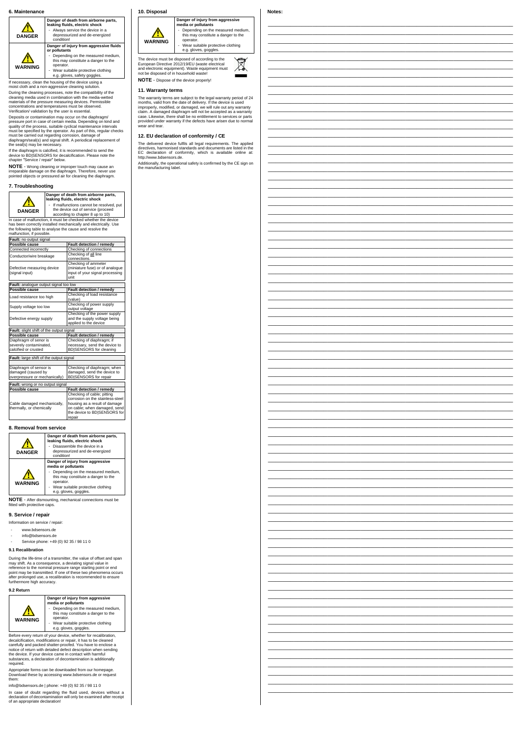## 6. Maintenance

| | |
|---|---|
| DANGER | **Danger of death from airborne parts, leaking fluids, electric shock**<br>- Always service the device in a depressurized and de-energized condition! |
| WARNING | **Danger of injury from aggressive fluids or pollutants**<br>- Depending on the measured medium, this may constitute a danger to the operator.<br>- Wear suitable protective clothing e.g. gloves, safety goggles. |

If necessary, clean the housing of the device using a moist cloth and a non-aggressive cleaning solution.

During the cleaning processes, note the compatibility of the cleaning media used in combination with the media-wetted materials of the pressure measuring devices. Permissible concentrations and temperatures must be observed. Verification/ validation by the user is essential.

Deposits or contamination may occur on the diaphragm/ pressure port in case of certain media. Depending on kind and quality of the process, suitable cyclical maintenance intervals must be specified by the operator. As part of this, regular checks must be carried out regarding corrosion, damage of diaphragm/seal(s) and signal shift. A periodical replacement of the seal(s) may be necessary.

If the diaphragm is calcified, it is recommended to send the device to BD|SENSORS for decalcification. Please note the chapter "Service / repair" below.

**NOTE** - Wrong cleaning or improper touch may cause an irreparable damage on the diaphragm. Therefore, never use pointed objects or pressured air for cleaning the diaphragm.

## 7. Troubleshooting

| | |
|---|---|
| DANGER | **Danger of death from airborne parts, leaking fluids, electric shock**<br>- If malfunctions cannot be resolved, put the device out of service (proceed according to chapter 8 up to 10) |

In case of malfunction, it must be checked whether the device has been correctly installed mechanically and electrically. Use the following table to analyse the cause and resolve the malfunction, if possible.

| **Fault:** no output signal | |
|---|---|
| **Possible cause** | **Fault detection / remedy** |
| Connected incorrectly | Checking of connections |
| Conductor/wire breakage | Checking of all line connections. |
| Defective measuring device (signal input) | Checking of ammeter (miniature fuse) or of analogue input of your signal processing unit |

| **Fault:** analogue output signal too low | |
|---|---|
| **Possible cause** | **Fault detection / remedy** |
| Load resistance too high | Checking of load resistance (value) |
| Supply voltage too low | Checking of power supply output voltage |
| Defective energy supply | Checking of the power supply and the supply voltage being applied to the device |

| **Fault:** slight shift of the output signal | |
|---|---|
| **Possible cause** | **Fault detection / remedy** |
| Diaphragm of senor is severely contaminated, calcified or crusted | Checking of diaphragm; if necessary, send the device to BD\|SENSORS for cleaning |

| **Fault:** large shift of the output signal | |
|---|---|
| | |
| Diaphragm of sensor is damaged (caused by overpressure or mechanically) | Checking of diaphragm; when damaged, send the device to BD\|SENSORS for repair |

| **Fault:** wrong or no output signal | |
|---|---|
| **Possible cause** | **Fault detection / remedy** |
| Cable damaged mechanically, thermally, or chemically | Checking of cable; pitting corrosion on the stainless-steel housing as a result of damage on cable; when damaged, send the device to BD\|SENSORS for repair |

## 8. Removal from service

| | |
|---|---|
| DANGER | **Danger of death from airborne parts, leaking fluids, electric shock**<br>- Disassemble the device in a depressurized and de-energized condition! |
| WARNING | **Danger of injury from aggressive media or pollutants**<br>- Depending on the measured medium, this may constitute a danger to the operator.<br>- Wear suitable protective clothing e.g. gloves, goggles. |

**NOTE** - After dismounting, mechanical connections must be fitted with protective caps.

## 9. Service / repair

Information on service / repair:

- www.bdsensors.de
- info@bdsensors.de
- Service phone: +49 (0) 92 35 / 98 11 0

### 9.1 Recalibration

During the life-time of a transmitter, the value of offset and span may shift. As a consequence, a deviating signal value in reference to the nominal pressure range starting point or end point may be transmitted. If one of these two phenomena occurs after prolonged use, a recalibration is recommended to ensure furthermore high accuracy.

### 9.2 Return

| | |
|---|---|
| WARNING | **Danger of injury from aggressive media or pollutants**<br>- Depending on the measured medium, this may constitute a danger to the operator.<br>- Wear suitable protective clothing e.g. gloves, goggles. |

Before every return of your device, whether for recalibration, decalcification, modifications or repair, it has to be cleaned carefully and packed shatter-proofed. You have to enclose a notice of return with detailed defect description when sending the device. If your device came in contact with harmful substances, a declaration of decontamination is additionally required.

Appropriate forms can be downloaded from our homepage. Download these by accessing www.bdsensors.de or request them:

info@bdsensors.de | phone: +49 (0) 92 35 / 98 11 0

In case of doubt regarding the fluid used, devices without a declaration of decontamination will only be examined after receipt of an appropriate declaration!

## 10. Disposal

| | |
|---|---|
| WARNING | **Danger of injury from aggressive media or pollutants**<br>- Depending on the measured medium, this may constitute a danger to the operator.<br>- Wear suitable protective clothing e.g. gloves, goggles. |

The device must be disposed of according to the European Directive 2012/19/EU (waste electrical and electronic equipment). Waste equipment must not be disposed of in household waste!

**NOTE** - Dispose of the device properly!

## 11. Warranty terms

The warranty terms are subject to the legal warranty period of 24 months, valid from the date of delivery. If the device is used improperly, modified, or damaged, we will rule out any warranty claim. A damaged diaphragm will not be accepted as a warranty case. Likewise, there shall be no entitlement to services or parts provided under warranty if the defects have arisen due to normal wear and tear.

## 12. EU declaration of conformity / CE

The delivered device fulfils all legal requirements. The applied directives, harmonised standards and documents are listed in the EC declaration of conformity, which is available online at: http://www.bdsensors.de.

Additionally, the operational safety is confirmed by the CE sign on the manufacturing label.

**Notes:**